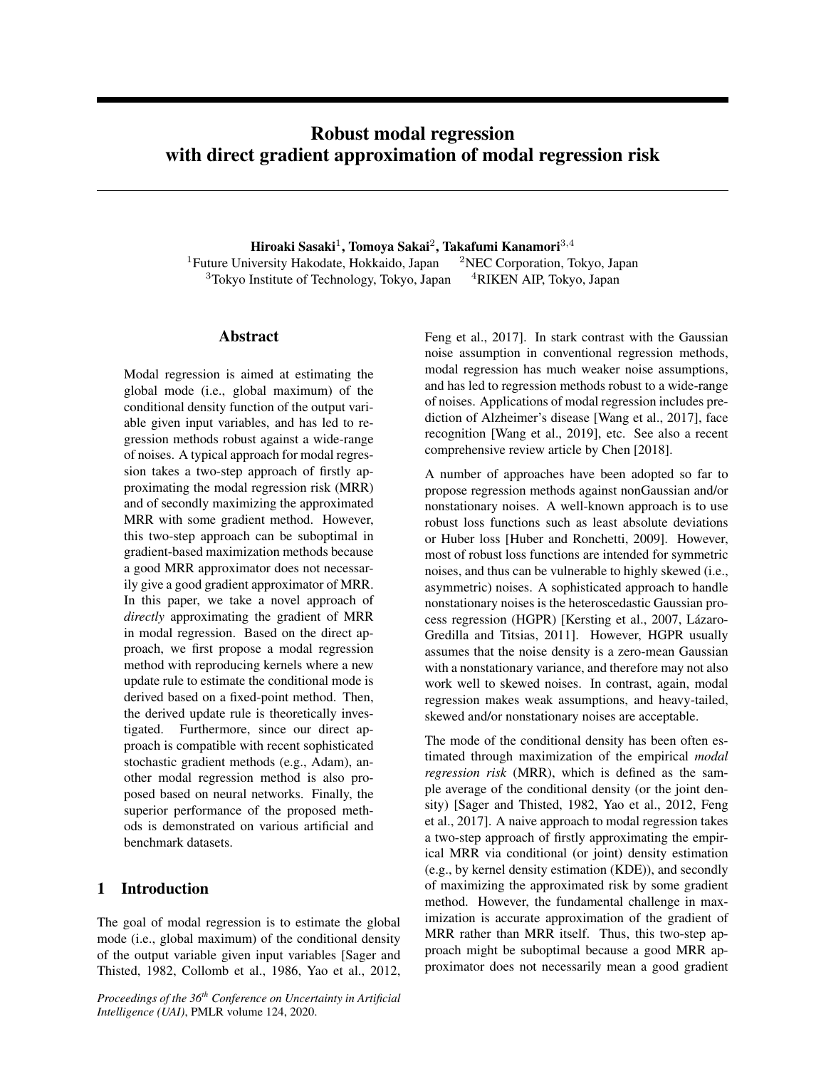# Robust modal regression with direct gradient approximation of modal regression risk

**Hiroaki Sasaki**[1], **Tomoya Sakai**[2], **Takafumi Kanamori**[3,4]

[1]Future University Hakodate, Hokkaido, Japan [2]NEC Corporation, Tokyo, Japan
[3]Tokyo Institute of Technology, Tokyo, Japan [4]RIKEN AIP, Tokyo, Japan

## Abstract

Modal regression is aimed at estimating the global mode (i.e., global maximum) of the conditional density function of the output variable given input variables, and has led to regression methods robust against a wide-range of noises. A typical approach for modal regression takes a two-step approach of firstly approximating the modal regression risk (MRR) and of secondly maximizing the approximated MRR with some gradient method. However, this two-step approach can be suboptimal in gradient-based maximization methods because a good MRR approximator does not necessarily give a good gradient approximator of MRR. In this paper, we take a novel approach of *directly* approximating the gradient of MRR in modal regression. Based on the direct approach, we first propose a modal regression method with reproducing kernels where a new update rule to estimate the conditional mode is derived based on a fixed-point method. Then, the derived update rule is theoretically investigated. Furthermore, since our direct approach is compatible with recent sophisticated stochastic gradient methods (e.g., Adam), another modal regression method is also proposed based on neural networks. Finally, the superior performance of the proposed methods is demonstrated on various artificial and benchmark datasets.

## 1 Introduction

The goal of modal regression is to estimate the global mode (i.e., global maximum) of the conditional density of the output variable given input variables [Sager and Thisted, 1982, Collomb et al., 1986, Yao et al., 2012, Feng et al., 2017]. In stark contrast with the Gaussian noise assumption in conventional regression methods, modal regression has much weaker noise assumptions, and has led to regression methods robust to a wide-range of noises. Applications of modal regression includes prediction of Alzheimer's disease [Wang et al., 2017], face recognition [Wang et al., 2019], etc. See also a recent comprehensive review article by Chen [2018].

A number of approaches have been adopted so far to propose regression methods against nonGaussian and/or nonstationary noises. A well-known approach is to use robust loss functions such as least absolute deviations or Huber loss [Huber and Ronchetti, 2009]. However, most of robust loss functions are intended for symmetric noises, and thus can be vulnerable to highly skewed (i.e., asymmetric) noises. A sophisticated approach to handle nonstationary noises is the heteroscedastic Gaussian process regression (HGPR) [Kersting et al., 2007, Lázaro-Gredilla and Titsias, 2011]. However, HGPR usually assumes that the noise density is a zero-mean Gaussian with a nonstationary variance, and therefore may not also work well to skewed noises. In contrast, again, modal regression makes weak assumptions, and heavy-tailed, skewed and/or nonstationary noises are acceptable.

The mode of the conditional density has been often estimated through maximization of the empirical *modal regression risk* (MRR), which is defined as the sample average of the conditional density (or the joint density) [Sager and Thisted, 1982, Yao et al., 2012, Feng et al., 2017]. A naive approach to modal regression takes a two-step approach of firstly approximating the empirical MRR via conditional (or joint) density estimation (e.g., by kernel density estimation (KDE)), and secondly of maximizing the approximated risk by some gradient method. However, the fundamental challenge in maximization is accurate approximation of the gradient of MRR rather than MRR itself. Thus, this two-step approach might be suboptimal because a good MRR approximator does not necessarily mean a good gradient

*Proceedings of the 36th Conference on Uncertainty in Artificial Intelligence (UAI)*, PMLR volume 124, 2020.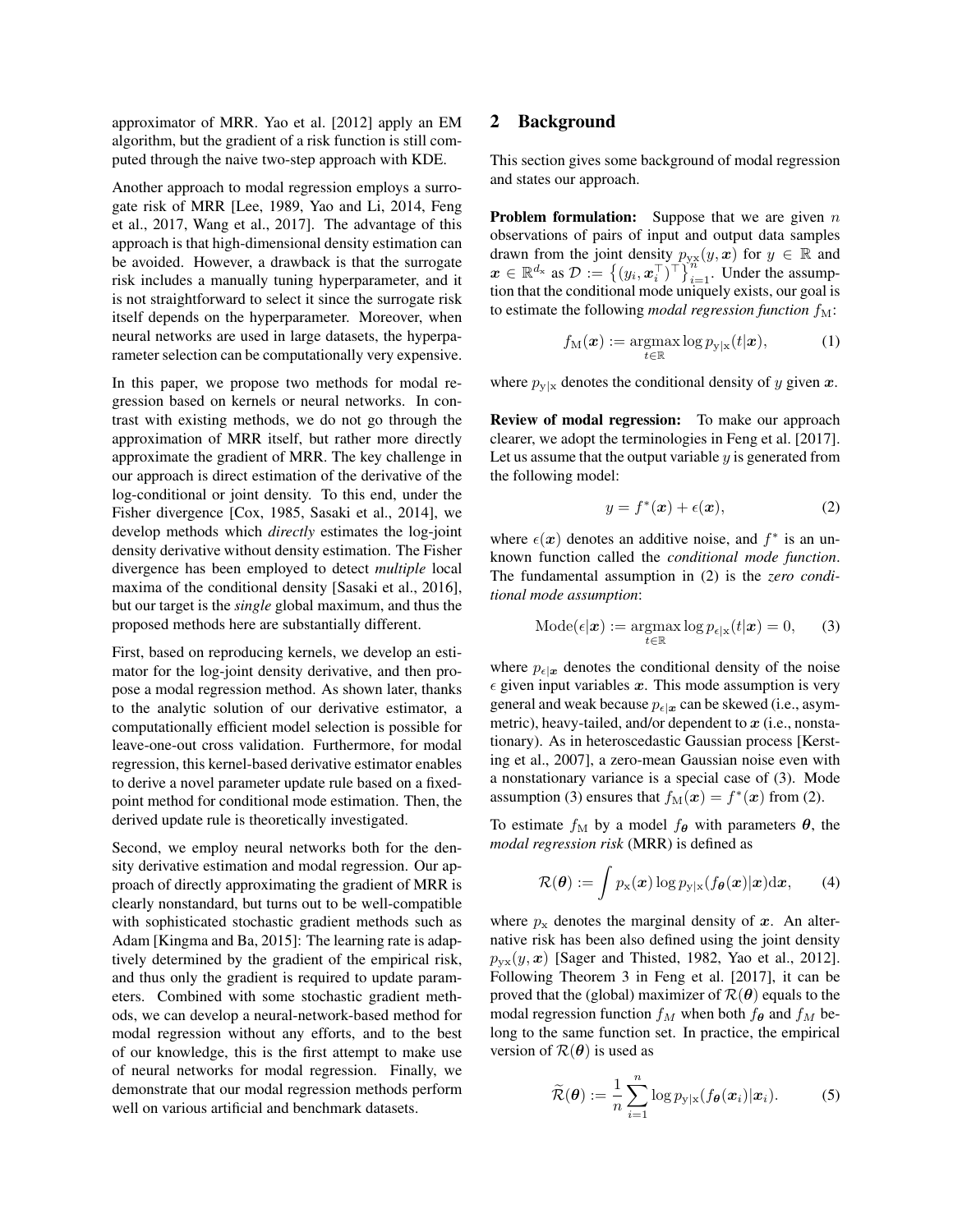approximator of MRR. Yao et al. [2012] apply an EM algorithm, but the gradient of a risk function is still computed through the naive two-step approach with KDE.

Another approach to modal regression employs a surrogate risk of MRR [Lee, 1989, Yao and Li, 2014, Feng et al., 2017, Wang et al., 2017]. The advantage of this approach is that high-dimensional density estimation can be avoided. However, a drawback is that the surrogate risk includes a manually tuning hyperparameter, and it is not straightforward to select it since the surrogate risk itself depends on the hyperparameter. Moreover, when neural networks are used in large datasets, the hyperparameter selection can be computationally very expensive.

In this paper, we propose two methods for modal regression based on kernels or neural networks. In contrast with existing methods, we do not go through the approximation of MRR itself, but rather more directly approximate the gradient of MRR. The key challenge in our approach is direct estimation of the derivative of the log-conditional or joint density. To this end, under the Fisher divergence [Cox, 1985, Sasaki et al., 2014], we develop methods which *directly* estimates the log-joint density derivative without density estimation. The Fisher divergence has been employed to detect *multiple* local maxima of the conditional density [Sasaki et al., 2016], but our target is the *single* global maximum, and thus the proposed methods here are substantially different.

First, based on reproducing kernels, we develop an estimator for the log-joint density derivative, and then propose a modal regression method. As shown later, thanks to the analytic solution of our derivative estimator, a computationally efficient model selection is possible for leave-one-out cross validation. Furthermore, for modal regression, this kernel-based derivative estimator enables to derive a novel parameter update rule based on a fixed-point method for conditional mode estimation. Then, the derived update rule is theoretically investigated.

Second, we employ neural networks both for the density derivative estimation and modal regression. Our approach of directly approximating the gradient of MRR is clearly nonstandard, but turns out to be well-compatible with sophisticated stochastic gradient methods such as Adam [Kingma and Ba, 2015]: The learning rate is adaptively determined by the gradient of the empirical risk, and thus only the gradient is required to update parameters. Combined with some stochastic gradient methods, we can develop a neural-network-based method for modal regression without any efforts, and to the best of our knowledge, this is the first attempt to make use of neural networks for modal regression. Finally, we demonstrate that our modal regression methods perform well on various artificial and benchmark datasets.

## 2 Background

This section gives some background of modal regression and states our approach.

**Problem formulation:** Suppose that we are given $n$ observations of pairs of input and output data samples drawn from the joint density $p_{\mathrm{yx}}(y, \boldsymbol{x})$ for $y \in \mathbb{R}$ and $\boldsymbol{x} \in \mathbb{R}^{d_{\mathrm{x}}}$ as $\mathcal{D} := \left\{(y_i, \boldsymbol{x}_i^\top)^\top\right\}_{i=1}^{n}$. Under the assumption that the conditional mode uniquely exists, our goal is to estimate the following *modal regression function* $f_{\mathrm{M}}$:

$$f_{\mathrm{M}}(\boldsymbol{x}) := \operatorname*{argmax}_{t \in \mathbb{R}} \log p_{\mathrm{y}|\mathrm{x}}(t|\boldsymbol{x}), \tag{1}$$

where $p_{\mathrm{y}|\mathrm{x}}$ denotes the conditional density of $y$ given $\boldsymbol{x}$.

**Review of modal regression:** To make our approach clearer, we adopt the terminologies in Feng et al. [2017]. Let us assume that the output variable $y$ is generated from the following model:

$$y = f^*(\boldsymbol{x}) + \epsilon(\boldsymbol{x}), \tag{2}$$

where $\epsilon(\boldsymbol{x})$ denotes an additive noise, and $f^*$ is an unknown function called the *conditional mode function*. The fundamental assumption in (2) is the *zero conditional mode assumption*:

$$\mathrm{Mode}(\epsilon|\boldsymbol{x}) := \operatorname*{argmax}_{t \in \mathbb{R}} \log p_{\epsilon|\mathrm{x}}(t|\boldsymbol{x}) = 0, \tag{3}$$

where $p_{\epsilon|\boldsymbol{x}}$ denotes the conditional density of the noise $\epsilon$ given input variables $\boldsymbol{x}$. This mode assumption is very general and weak because $p_{\epsilon|\boldsymbol{x}}$ can be skewed (i.e., asymmetric), heavy-tailed, and/or dependent to $\boldsymbol{x}$ (i.e., nonstationary). As in heteroscedastic Gaussian process [Kersting et al., 2007], a zero-mean Gaussian noise even with a nonstationary variance is a special case of (3). Mode assumption (3) ensures that $f_{\mathrm{M}}(\boldsymbol{x}) = f^*(\boldsymbol{x})$ from (2).

To estimate $f_{\mathrm{M}}$ by a model $f_{\boldsymbol{\theta}}$ with parameters $\boldsymbol{\theta}$, the *modal regression risk* (MRR) is defined as

$$\mathcal{R}(\boldsymbol{\theta}) := \int p_{\mathrm{x}}(\boldsymbol{x}) \log p_{\mathrm{y}|\mathrm{x}}(f_{\boldsymbol{\theta}}(\boldsymbol{x})|\boldsymbol{x}) \mathrm{d}\boldsymbol{x}, \tag{4}$$

where $p_{\mathrm{x}}$ denotes the marginal density of $\boldsymbol{x}$. An alternative risk has been also defined using the joint density $p_{\mathrm{yx}}(y, \boldsymbol{x})$ [Sager and Thisted, 1982, Yao et al., 2012]. Following Theorem 3 in Feng et al. [2017], it can be proved that the (global) maximizer of $\mathcal{R}(\boldsymbol{\theta})$ equals to the modal regression function $f_M$ when both $f_{\boldsymbol{\theta}}$ and $f_M$ belong to the same function set. In practice, the empirical version of $\mathcal{R}(\boldsymbol{\theta})$ is used as

$$\widetilde{\mathcal{R}}(\boldsymbol{\theta}) := \frac{1}{n} \sum_{i=1}^{n} \log p_{\mathrm{y}|\mathrm{x}}(f_{\boldsymbol{\theta}}(\boldsymbol{x}_i)|\boldsymbol{x}_i). \tag{5}$$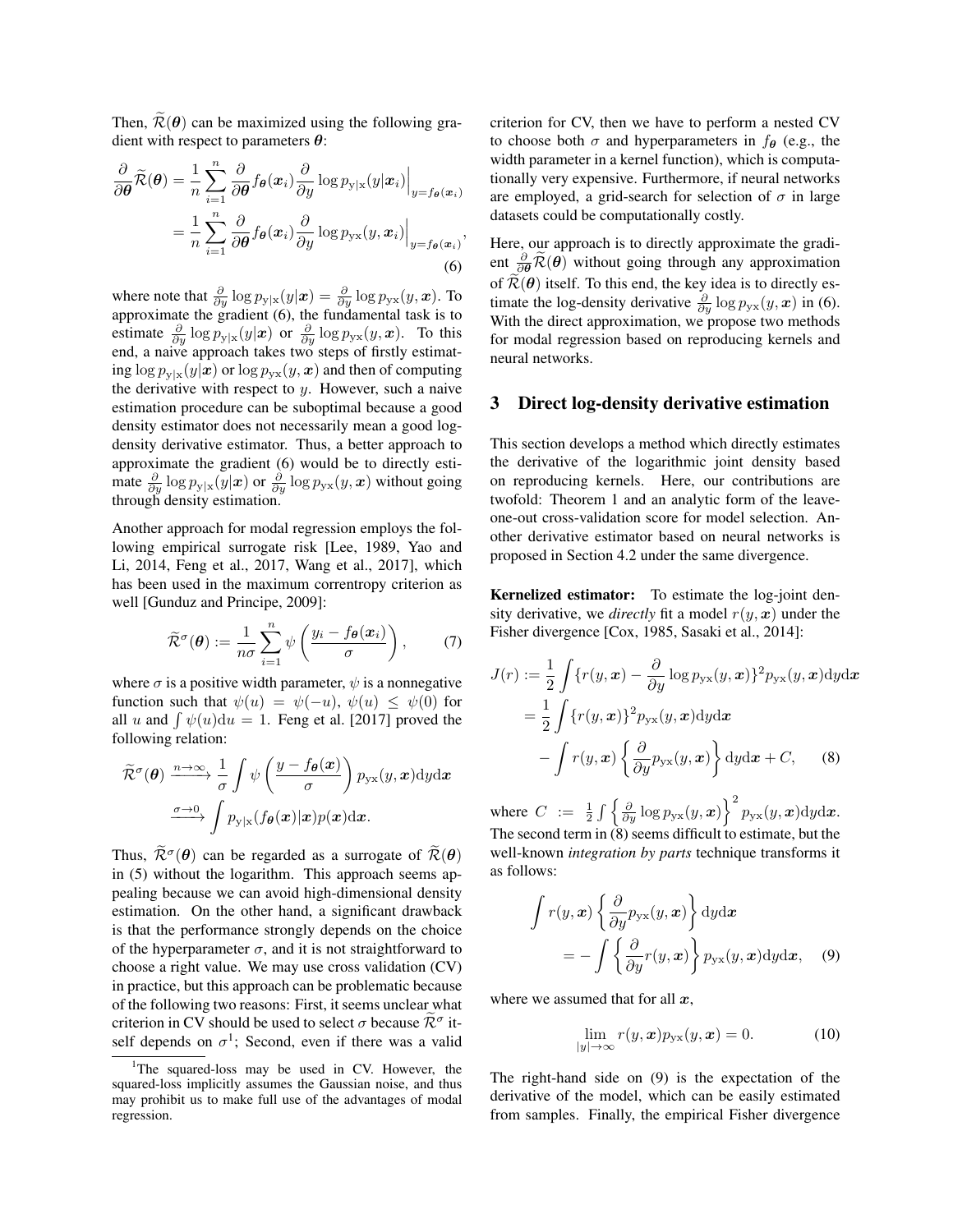Then, $\widetilde{\mathcal{R}}(\boldsymbol{\theta})$ can be maximized using the following gradient with respect to parameters $\boldsymbol{\theta}$:

$$
\begin{aligned}
\frac{\partial}{\partial \boldsymbol{\theta}} \widetilde{\mathcal{R}}(\boldsymbol{\theta}) &= \frac{1}{n} \sum_{i=1}^{n} \frac{\partial}{\partial \boldsymbol{\theta}} f_{\boldsymbol{\theta}}(\boldsymbol{x}_i) \frac{\partial}{\partial y} \log p_{\mathrm{y}|\mathrm{x}}(y|\boldsymbol{x}_i) \Big|_{y=f_{\boldsymbol{\theta}}(\boldsymbol{x}_i)} \\
&= \frac{1}{n} \sum_{i=1}^{n} \frac{\partial}{\partial \boldsymbol{\theta}} f_{\boldsymbol{\theta}}(\boldsymbol{x}_i) \frac{\partial}{\partial y} \log p_{\mathrm{yx}}(y, \boldsymbol{x}_i) \Big|_{y=f_{\boldsymbol{\theta}}(\boldsymbol{x}_i)},
\end{aligned} \tag{6}
$$

where note that $\frac{\partial}{\partial y} \log p_{\mathrm{y}|\mathrm{x}}(y|\boldsymbol{x}) = \frac{\partial}{\partial y} \log p_{\mathrm{yx}}(y, \boldsymbol{x})$. To approximate the gradient (6), the fundamental task is to estimate $\frac{\partial}{\partial y} \log p_{\mathrm{y}|\mathrm{x}}(y|\boldsymbol{x})$ or $\frac{\partial}{\partial y} \log p_{\mathrm{yx}}(y, \boldsymbol{x})$. To this end, a naive approach takes two steps of firstly estimating $\log p_{\mathrm{y}|\mathrm{x}}(y|\boldsymbol{x})$ or $\log p_{\mathrm{yx}}(y, \boldsymbol{x})$ and then of computing the derivative with respect to $y$. However, such a naive estimation procedure can be suboptimal because a good density estimator does not necessarily mean a good log-density derivative estimator. Thus, a better approach to approximate the gradient (6) would be to directly estimate $\frac{\partial}{\partial y} \log p_{\mathrm{y}|\mathrm{x}}(y|\boldsymbol{x})$ or $\frac{\partial}{\partial y} \log p_{\mathrm{yx}}(y, \boldsymbol{x})$ without going through density estimation.

Another approach for modal regression employs the following empirical surrogate risk [Lee, 1989, Yao and Li, 2014, Feng et al., 2017, Wang et al., 2017], which has been used in the maximum correntropy criterion as well [Gunduz and Principe, 2009]:

$$
\widetilde{\mathcal{R}}^{\sigma}(\boldsymbol{\theta}) := \frac{1}{n\sigma} \sum_{i=1}^{n} \psi\left(\frac{y_i - f_{\boldsymbol{\theta}}(\boldsymbol{x}_i)}{\sigma}\right), \tag{7}
$$

where $\sigma$ is a positive width parameter, $\psi$ is a nonnegative function such that $\psi(u) = \psi(-u)$, $\psi(u) \leq \psi(0)$ for all $u$ and $\int \psi(u)\mathrm{d}u = 1$. Feng et al. [2017] proved the following relation:

$$
\begin{aligned}
\widetilde{\mathcal{R}}^{\sigma}(\boldsymbol{\theta}) &\xrightarrow{n \to \infty} \frac{1}{\sigma} \int \psi\left(\frac{y - f_{\boldsymbol{\theta}}(\boldsymbol{x})}{\sigma}\right) p_{\mathrm{yx}}(y, \boldsymbol{x})\mathrm{d}y\mathrm{d}\boldsymbol{x} \\
&\xrightarrow{\sigma \to 0} \int p_{\mathrm{y}|\mathrm{x}}(f_{\boldsymbol{\theta}}(\boldsymbol{x})|\boldsymbol{x}) p(\boldsymbol{x})\mathrm{d}\boldsymbol{x}.
\end{aligned}
$$

Thus, $\widetilde{\mathcal{R}}^{\sigma}(\boldsymbol{\theta})$ can be regarded as a surrogate of $\widetilde{\mathcal{R}}(\boldsymbol{\theta})$ in (5) without the logarithm. This approach seems appealing because we can avoid high-dimensional density estimation. On the other hand, a significant drawback is that the performance strongly depends on the choice of the hyperparameter $\sigma$, and it is not straightforward to choose a right value. We may use cross validation (CV) in practice, but this approach can be problematic because of the following two reasons: First, it seems unclear what criterion in CV should be used to select $\sigma$ because $\widetilde{\mathcal{R}}^{\sigma}$ itself depends on $\sigma$[1]; Second, even if there was a valid criterion for CV, then we have to perform a nested CV to choose both $\sigma$ and hyperparameters in $f_{\boldsymbol{\theta}}$ (e.g., the width parameter in a kernel function), which is computationally very expensive. Furthermore, if neural networks are employed, a grid-search for selection of $\sigma$ in large datasets could be computationally costly.

Here, our approach is to directly approximate the gradient $\frac{\partial}{\partial \boldsymbol{\theta}} \widetilde{\mathcal{R}}(\boldsymbol{\theta})$ without going through any approximation of $\widetilde{\mathcal{R}}(\boldsymbol{\theta})$ itself. To this end, the key idea is to directly estimate the log-density derivative $\frac{\partial}{\partial y} \log p_{\mathrm{yx}}(y, \boldsymbol{x})$ in (6). With the direct approximation, we propose two methods for modal regression based on reproducing kernels and neural networks.

## 3 Direct log-density derivative estimation

This section develops a method which directly estimates the derivative of the logarithmic joint density based on reproducing kernels. Here, our contributions are twofold: Theorem 1 and an analytic form of the leave-one-out cross-validation score for model selection. Another derivative estimator based on neural networks is proposed in Section 4.2 under the same divergence.

**Kernelized estimator:** To estimate the log-joint density derivative, we *directly* fit a model $r(y, \boldsymbol{x})$ under the Fisher divergence [Cox, 1985, Sasaki et al., 2014]:

$$
\begin{aligned}
J(r) &:= \frac{1}{2} \int \{r(y, \boldsymbol{x}) - \frac{\partial}{\partial y} \log p_{\mathrm{yx}}(y, \boldsymbol{x})\}^2 p_{\mathrm{yx}}(y, \boldsymbol{x})\mathrm{d}y\mathrm{d}\boldsymbol{x} \\
&= \frac{1}{2} \int \{r(y, \boldsymbol{x})\}^2 p_{\mathrm{yx}}(y, \boldsymbol{x})\mathrm{d}y\mathrm{d}\boldsymbol{x} \\
&\quad - \int r(y, \boldsymbol{x}) \left\{\frac{\partial}{\partial y} p_{\mathrm{yx}}(y, \boldsymbol{x})\right\} \mathrm{d}y\mathrm{d}\boldsymbol{x} + C,
\end{aligned} \tag{8}
$$

where $C := \frac{1}{2} \int \left\{\frac{\partial}{\partial y} \log p_{\mathrm{yx}}(y, \boldsymbol{x})\right\}^2 p_{\mathrm{yx}}(y, \boldsymbol{x})\mathrm{d}y\mathrm{d}\boldsymbol{x}$. The second term in (8) seems difficult to estimate, but the well-known *integration by parts* technique transforms it as follows:

$$
\begin{aligned}
&\int r(y, \boldsymbol{x}) \left\{\frac{\partial}{\partial y} p_{\mathrm{yx}}(y, \boldsymbol{x})\right\} \mathrm{d}y\mathrm{d}\boldsymbol{x} \\
&\quad = -\int \left\{\frac{\partial}{\partial y} r(y, \boldsymbol{x})\right\} p_{\mathrm{yx}}(y, \boldsymbol{x})\mathrm{d}y\mathrm{d}\boldsymbol{x},
\end{aligned} \tag{9}
$$

where we assumed that for all $\boldsymbol{x}$,

$$
\lim_{|y| \to \infty} r(y, \boldsymbol{x}) p_{\mathrm{yx}}(y, \boldsymbol{x}) = 0. \tag{10}
$$

The right-hand side on (9) is the expectation of the derivative of the model, which can be easily estimated from samples. Finally, the empirical Fisher divergence

[1] The squared-loss may be used in CV. However, the squared-loss implicitly assumes the Gaussian noise, and thus may prohibit us to make full use of the advantages of modal regression.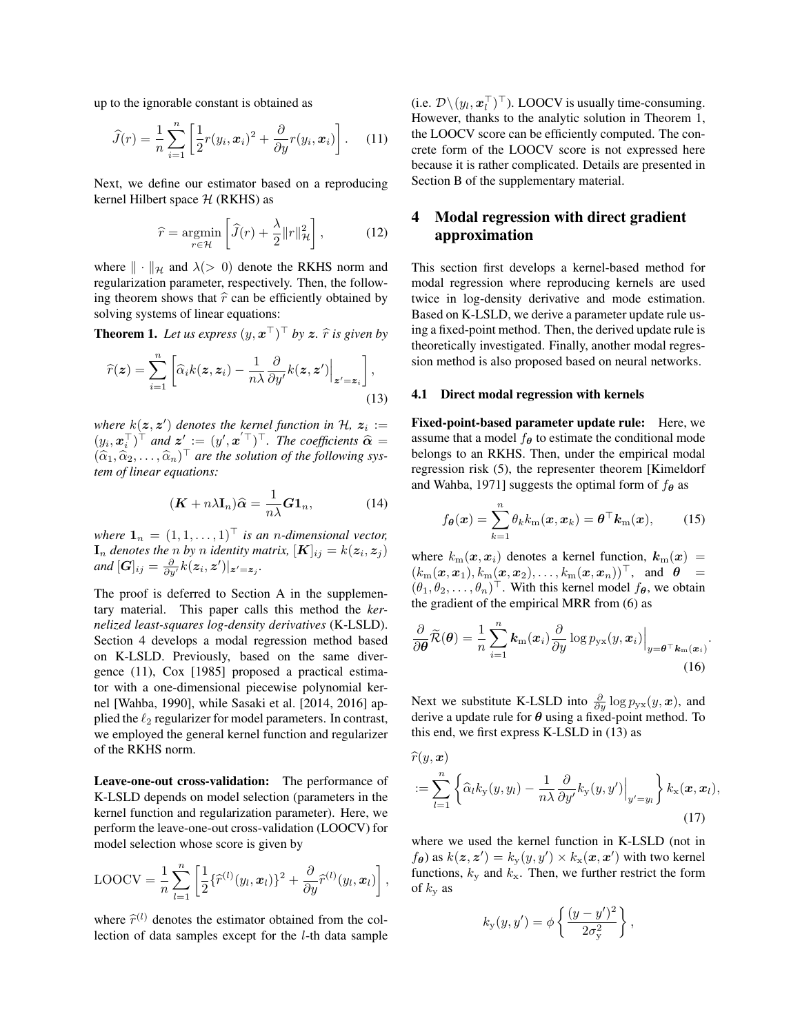up to the ignorable constant is obtained as

$$\widehat{J}(r) = \frac{1}{n}\sum_{i=1}^{n}\left[\frac{1}{2}r(y_i, \boldsymbol{x}_i)^2 + \frac{\partial}{\partial y}r(y_i, \boldsymbol{x}_i)\right]. \quad (11)$$

Next, we define our estimator based on a reproducing kernel Hilbert space $\mathcal{H}$ (RKHS) as

$$\widehat{r} = \underset{r\in\mathcal{H}}{\operatorname{argmin}}\left[\widehat{J}(r) + \frac{\lambda}{2}\|r\|_{\mathcal{H}}^2\right], \quad (12)$$

where $\|\cdot\|_{\mathcal{H}}$ and $\lambda(>0)$ denote the RKHS norm and regularization parameter, respectively. Then, the following theorem shows that $\widehat{r}$ can be efficiently obtained by solving systems of linear equations:

**Theorem 1.** *Let us express $(y, \boldsymbol{x}^\top)^\top$ by $\boldsymbol{z}$. $\widehat{r}$ is given by*

$$\widehat{r}(\boldsymbol{z}) = \sum_{i=1}^{n}\left[\widehat{\alpha}_i k(\boldsymbol{z}, \boldsymbol{z}_i) - \frac{1}{n\lambda}\frac{\partial}{\partial y'}k(\boldsymbol{z}, \boldsymbol{z}')\Big|_{\boldsymbol{z}'=\boldsymbol{z}_i}\right], \quad (13)$$

*where $k(\boldsymbol{z}, \boldsymbol{z}')$ denotes the kernel function in $\mathcal{H}$, $\boldsymbol{z}_i := (y_i, \boldsymbol{x}_i^\top)^\top$ and $\boldsymbol{z}' := (y', \boldsymbol{x}'^\top)^\top$. The coefficients $\widehat{\boldsymbol{\alpha}} = (\widehat{\alpha}_1, \widehat{\alpha}_2, \dots, \widehat{\alpha}_n)^\top$ are the solution of the following system of linear equations:*

$$(\boldsymbol{K} + n\lambda\mathbf{I}_n)\widehat{\boldsymbol{\alpha}} = \frac{1}{n\lambda}\boldsymbol{G}\mathbf{1}_n, \quad (14)$$

*where $\mathbf{1}_n = (1, 1, \dots, 1)^\top$ is an $n$-dimensional vector, $\mathbf{I}_n$ denotes the $n$ by $n$ identity matrix, $[\boldsymbol{K}]_{ij} = k(\boldsymbol{z}_i, \boldsymbol{z}_j)$ and $[\boldsymbol{G}]_{ij} = \frac{\partial}{\partial y'}k(\boldsymbol{z}_i, \boldsymbol{z}')|_{\boldsymbol{z}'=\boldsymbol{z}_j}$.*

The proof is deferred to Section A in the supplementary material. This paper calls this method the *kernelized least-squares log-density derivatives* (K-LSLD). Section 4 develops a modal regression method based on K-LSLD. Previously, based on the same divergence (11), Cox [1985] proposed a practical estimator with a one-dimensional piecewise polynomial kernel [Wahba, 1990], while Sasaki et al. [2014, 2016] applied the $\ell_2$ regularizer for model parameters. In contrast, we employed the general kernel function and regularizer of the RKHS norm.

**Leave-one-out cross-validation:** The performance of K-LSLD depends on model selection (parameters in the kernel function and regularization parameter). Here, we perform the leave-one-out cross-validation (LOOCV) for model selection whose score is given by

$$\text{LOOCV} = \frac{1}{n}\sum_{l=1}^{n}\left[\frac{1}{2}\{\widehat{r}^{(l)}(y_l, \boldsymbol{x}_l)\}^2 + \frac{\partial}{\partial y}\widehat{r}^{(l)}(y_l, \boldsymbol{x}_l)\right],$$

where $\widehat{r}^{(l)}$ denotes the estimator obtained from the collection of data samples except for the $l$-th data sample (i.e. $\mathcal{D}\backslash(y_l, \boldsymbol{x}_l^\top)^\top$). LOOCV is usually time-consuming. However, thanks to the analytic solution in Theorem 1, the LOOCV score can be efficiently computed. The concrete form of the LOOCV score is not expressed here because it is rather complicated. Details are presented in Section B of the supplementary material.

## 4 Modal regression with direct gradient approximation

This section first develops a kernel-based method for modal regression where reproducing kernels are used twice in log-density derivative and mode estimation. Based on K-LSLD, we derive a parameter update rule using a fixed-point method. Then, the derived update rule is theoretically investigated. Finally, another modal regression method is also proposed based on neural networks.

### 4.1 Direct modal regression with kernels

**Fixed-point-based parameter update rule:** Here, we assume that a model $f_{\boldsymbol{\theta}}$ to estimate the conditional mode belongs to an RKHS. Then, under the empirical modal regression risk (5), the representer theorem [Kimeldorf and Wahba, 1971] suggests the optimal form of $f_{\boldsymbol{\theta}}$ as

$$f_{\boldsymbol{\theta}}(\boldsymbol{x}) = \sum_{k=1}^{n}\theta_k k_{\mathrm{m}}(\boldsymbol{x}, \boldsymbol{x}_k) = \boldsymbol{\theta}^\top\boldsymbol{k}_{\mathrm{m}}(\boldsymbol{x}), \quad (15)$$

where $k_{\mathrm{m}}(\boldsymbol{x}, \boldsymbol{x}_i)$ denotes a kernel function, $\boldsymbol{k}_{\mathrm{m}}(\boldsymbol{x}) = (k_{\mathrm{m}}(\boldsymbol{x}, \boldsymbol{x}_1), k_{\mathrm{m}}(\boldsymbol{x}, \boldsymbol{x}_2), \dots, k_{\mathrm{m}}(\boldsymbol{x}, \boldsymbol{x}_n))^\top$, and $\boldsymbol{\theta} = (\theta_1, \theta_2, \dots, \theta_n)^\top$. With this kernel model $f_{\boldsymbol{\theta}}$, we obtain the gradient of the empirical MRR from (6) as

$$\frac{\partial}{\partial\boldsymbol{\theta}}\widetilde{\mathcal{R}}(\boldsymbol{\theta}) = \frac{1}{n}\sum_{i=1}^{n}\boldsymbol{k}_{\mathrm{m}}(\boldsymbol{x}_i)\frac{\partial}{\partial y}\log p_{\mathrm{yx}}(y, \boldsymbol{x}_i)\Big|_{y=\boldsymbol{\theta}^\top\boldsymbol{k}_{\mathrm{m}}(\boldsymbol{x}_i)}. \quad (16)$$

Next we substitute K-LSLD into $\frac{\partial}{\partial y}\log p_{\mathrm{yx}}(y, \boldsymbol{x})$, and derive a update rule for $\boldsymbol{\theta}$ using a fixed-point method. To this end, we first express K-LSLD in (13) as

$$\widehat{r}(y, \boldsymbol{x}) := \sum_{l=1}^{n}\left\{\widehat{\alpha}_l k_{\mathrm{y}}(y, y_l) - \frac{1}{n\lambda}\frac{\partial}{\partial y'}k_{\mathrm{y}}(y, y')\Big|_{y'=y_l}\right\}k_{\mathrm{x}}(\boldsymbol{x}, \boldsymbol{x}_l), \quad (17)$$

where we used the kernel function in K-LSLD (not in $f_{\boldsymbol{\theta}}$) as $k(\boldsymbol{z}, \boldsymbol{z}') = k_{\mathrm{y}}(y, y') \times k_{\mathrm{x}}(\boldsymbol{x}, \boldsymbol{x}')$ with two kernel functions, $k_{\mathrm{y}}$ and $k_{\mathrm{x}}$. Then, we further restrict the form of $k_{\mathrm{y}}$ as

$$k_{\mathrm{y}}(y, y') = \phi\left\{\frac{(y-y')^2}{2\sigma_{\mathrm{y}}^2}\right\},$$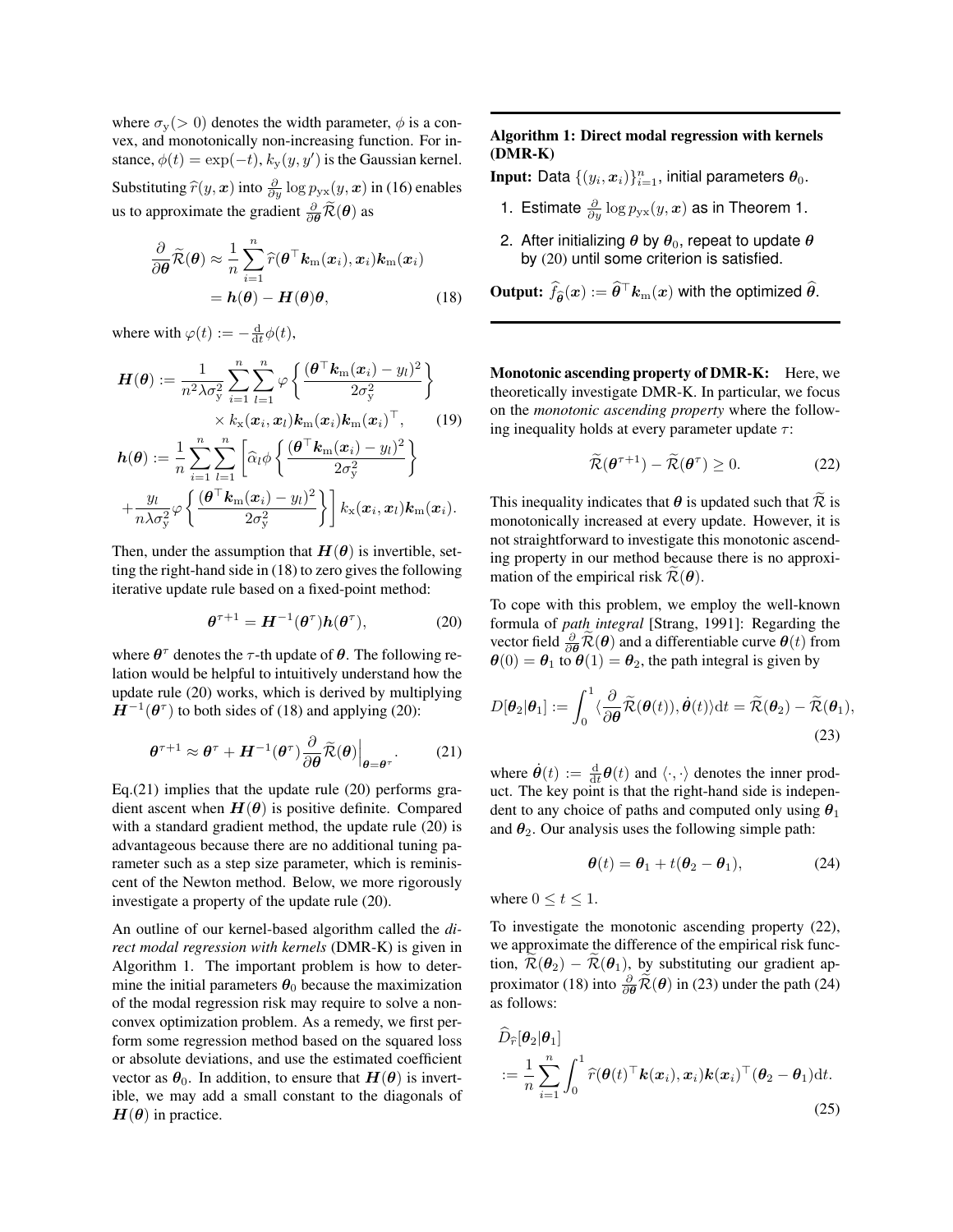where $\sigma_{\mathrm{y}} (> 0)$ denotes the width parameter, $\phi$ is a convex, and monotonically non-increasing function. For instance, $\phi(t) = \exp(-t)$, $k_{\mathrm{y}}(y, y')$ is the Gaussian kernel. Substituting $\widehat{r}(y, \boldsymbol{x})$ into $\frac{\partial}{\partial y} \log p_{\mathrm{yx}}(y, \boldsymbol{x})$ in (16) enables us to approximate the gradient $\frac{\partial}{\partial \boldsymbol{\theta}} \widetilde{\mathcal{R}}(\boldsymbol{\theta})$ as

$$
\begin{aligned}
\frac{\partial}{\partial \boldsymbol{\theta}} \widetilde{\mathcal{R}}(\boldsymbol{\theta}) &\approx \frac{1}{n} \sum_{i=1}^{n} \widehat{r}(\boldsymbol{\theta}^\top \boldsymbol{k}_{\mathrm{m}}(\boldsymbol{x}_i), \boldsymbol{x}_i) \boldsymbol{k}_{\mathrm{m}}(\boldsymbol{x}_i) \\
&= \boldsymbol{h}(\boldsymbol{\theta}) - \boldsymbol{H}(\boldsymbol{\theta}) \boldsymbol{\theta}, \qquad (18)
\end{aligned}
$$

where with $\varphi(t) := -\frac{\mathrm{d}}{\mathrm{d}t} \phi(t)$,

$$
\begin{aligned}
\boldsymbol{H}(\boldsymbol{\theta}) &:= \frac{1}{n^2 \lambda \sigma_{\mathrm{y}}^2} \sum_{i=1}^{n} \sum_{l=1}^{n} \varphi \left\{ \frac{(\boldsymbol{\theta}^\top \boldsymbol{k}_{\mathrm{m}}(\boldsymbol{x}_i) - y_l)^2}{2\sigma_{\mathrm{y}}^2} \right\} \\
&\quad \times k_{\mathrm{x}}(\boldsymbol{x}_i, \boldsymbol{x}_l) \boldsymbol{k}_{\mathrm{m}}(\boldsymbol{x}_i) \boldsymbol{k}_{\mathrm{m}}(\boldsymbol{x}_i)^\top, \qquad (19) \\
\boldsymbol{h}(\boldsymbol{\theta}) &:= \frac{1}{n} \sum_{i=1}^{n} \sum_{l=1}^{n} \left[ \widehat{\alpha}_l \phi \left\{ \frac{(\boldsymbol{\theta}^\top \boldsymbol{k}_{\mathrm{m}}(\boldsymbol{x}_i) - y_l)^2}{2\sigma_{\mathrm{y}}^2} \right\} \right. \\
&\quad \left. + \frac{y_l}{n \lambda \sigma_{\mathrm{y}}^2} \varphi \left\{ \frac{(\boldsymbol{\theta}^\top \boldsymbol{k}_{\mathrm{m}}(\boldsymbol{x}_i) - y_l)^2}{2\sigma_{\mathrm{y}}^2} \right\} \right] k_{\mathrm{x}}(\boldsymbol{x}_i, \boldsymbol{x}_l) \boldsymbol{k}_{\mathrm{m}}(\boldsymbol{x}_i).
\end{aligned}
$$

Then, under the assumption that $\boldsymbol{H}(\boldsymbol{\theta})$ is invertible, setting the right-hand side in (18) to zero gives the following iterative update rule based on a fixed-point method:

$$
\boldsymbol{\theta}^{\tau+1} = \boldsymbol{H}^{-1}(\boldsymbol{\theta}^\tau) \boldsymbol{h}(\boldsymbol{\theta}^\tau), \qquad (20)
$$

where $\boldsymbol{\theta}^\tau$ denotes the $\tau$-th update of $\boldsymbol{\theta}$. The following relation would be helpful to intuitively understand how the update rule (20) works, which is derived by multiplying $\boldsymbol{H}^{-1}(\boldsymbol{\theta}^\tau)$ to both sides of (18) and applying (20):

$$
\boldsymbol{\theta}^{\tau+1} \approx \boldsymbol{\theta}^\tau + \boldsymbol{H}^{-1}(\boldsymbol{\theta}^\tau) \frac{\partial}{\partial \boldsymbol{\theta}} \widetilde{\mathcal{R}}(\boldsymbol{\theta}) \Big|_{\boldsymbol{\theta} = \boldsymbol{\theta}^\tau}. \qquad (21)
$$

Eq.(21) implies that the update rule (20) performs gradient ascent when $\boldsymbol{H}(\boldsymbol{\theta})$ is positive definite. Compared with a standard gradient method, the update rule (20) is advantageous because there are no additional tuning parameter such as a step size parameter, which is reminiscent of the Newton method. Below, we more rigorously investigate a property of the update rule (20).

An outline of our kernel-based algorithm called the *direct modal regression with kernels* (DMR-K) is given in Algorithm 1. The important problem is how to determine the initial parameters $\boldsymbol{\theta}_0$ because the maximization of the modal regression risk may require to solve a non-convex optimization problem. As a remedy, we first perform some regression method based on the squared loss or absolute deviations, and use the estimated coefficient vector as $\boldsymbol{\theta}_0$. In addition, to ensure that $\boldsymbol{H}(\boldsymbol{\theta})$ is invertible, we may add a small constant to the diagonals of $\boldsymbol{H}(\boldsymbol{\theta})$ in practice.

---

**Algorithm 1: Direct modal regression with kernels (DMR-K)**

**Input:** Data $\{(y_i, \boldsymbol{x}_i)\}_{i=1}^n$, initial parameters $\boldsymbol{\theta}_0$.

1. Estimate $\frac{\partial}{\partial y} \log p_{\mathrm{yx}}(y, \boldsymbol{x})$ as in Theorem 1.
2. After initializing $\boldsymbol{\theta}$ by $\boldsymbol{\theta}_0$, repeat to update $\boldsymbol{\theta}$ by (20) until some criterion is satisfied.

**Output:** $\widehat{f}_{\widehat{\boldsymbol{\theta}}}(\boldsymbol{x}) := \widehat{\boldsymbol{\theta}}^\top \boldsymbol{k}_{\mathrm{m}}(\boldsymbol{x})$ with the optimized $\widehat{\boldsymbol{\theta}}$.

---

**Monotonic ascending property of DMR-K:** Here, we theoretically investigate DMR-K. In particular, we focus on the *monotonic ascending property* where the following inequality holds at every parameter update $\tau$:

$$
\widetilde{\mathcal{R}}(\boldsymbol{\theta}^{\tau+1}) - \widetilde{\mathcal{R}}(\boldsymbol{\theta}^\tau) \geq 0. \qquad (22)
$$

This inequality indicates that $\boldsymbol{\theta}$ is updated such that $\widetilde{\mathcal{R}}$ is monotonically increased at every update. However, it is not straightforward to investigate this monotonic ascending property in our method because there is no approximation of the empirical risk $\widetilde{\mathcal{R}}(\boldsymbol{\theta})$.

To cope with this problem, we employ the well-known formula of *path integral* [Strang, 1991]: Regarding the vector field $\frac{\partial}{\partial \boldsymbol{\theta}} \widetilde{\mathcal{R}}(\boldsymbol{\theta})$ and a differentiable curve $\boldsymbol{\theta}(t)$ from $\boldsymbol{\theta}(0) = \boldsymbol{\theta}_1$ to $\boldsymbol{\theta}(1) = \boldsymbol{\theta}_2$, the path integral is given by

$$
D[\boldsymbol{\theta}_2 | \boldsymbol{\theta}_1] := \int_0^1 \langle \frac{\partial}{\partial \boldsymbol{\theta}} \widetilde{\mathcal{R}}(\boldsymbol{\theta}(t)), \dot{\boldsymbol{\theta}}(t) \rangle \mathrm{d}t = \widetilde{\mathcal{R}}(\boldsymbol{\theta}_2) - \widetilde{\mathcal{R}}(\boldsymbol{\theta}_1), \qquad (23)
$$

where $\dot{\boldsymbol{\theta}}(t) := \frac{\mathrm{d}}{\mathrm{d}t} \boldsymbol{\theta}(t)$ and $\langle \cdot, \cdot \rangle$ denotes the inner product. The key point is that the right-hand side is independent to any choice of paths and computed only using $\boldsymbol{\theta}_1$ and $\boldsymbol{\theta}_2$. Our analysis uses the following simple path:

$$
\boldsymbol{\theta}(t) = \boldsymbol{\theta}_1 + t(\boldsymbol{\theta}_2 - \boldsymbol{\theta}_1), \qquad (24)
$$

where $0 \leq t \leq 1$.

To investigate the monotonic ascending property (22), we approximate the difference of the empirical risk function, $\widetilde{\mathcal{R}}(\boldsymbol{\theta}_2) - \widetilde{\mathcal{R}}(\boldsymbol{\theta}_1)$, by substituting our gradient approximator (18) into $\frac{\partial}{\partial \boldsymbol{\theta}} \widetilde{\mathcal{R}}(\boldsymbol{\theta})$ in (23) under the path (24) as follows:

$$
\begin{aligned}
&\widehat{D}_{\widehat{r}}[\boldsymbol{\theta}_2 | \boldsymbol{\theta}_1] \\
&:= \frac{1}{n} \sum_{i=1}^{n} \int_0^1 \widehat{r}(\boldsymbol{\theta}(t)^\top \boldsymbol{k}(\boldsymbol{x}_i), \boldsymbol{x}_i) \boldsymbol{k}(\boldsymbol{x}_i)^\top (\boldsymbol{\theta}_2 - \boldsymbol{\theta}_1) \mathrm{d}t. \qquad (25)
\end{aligned}
$$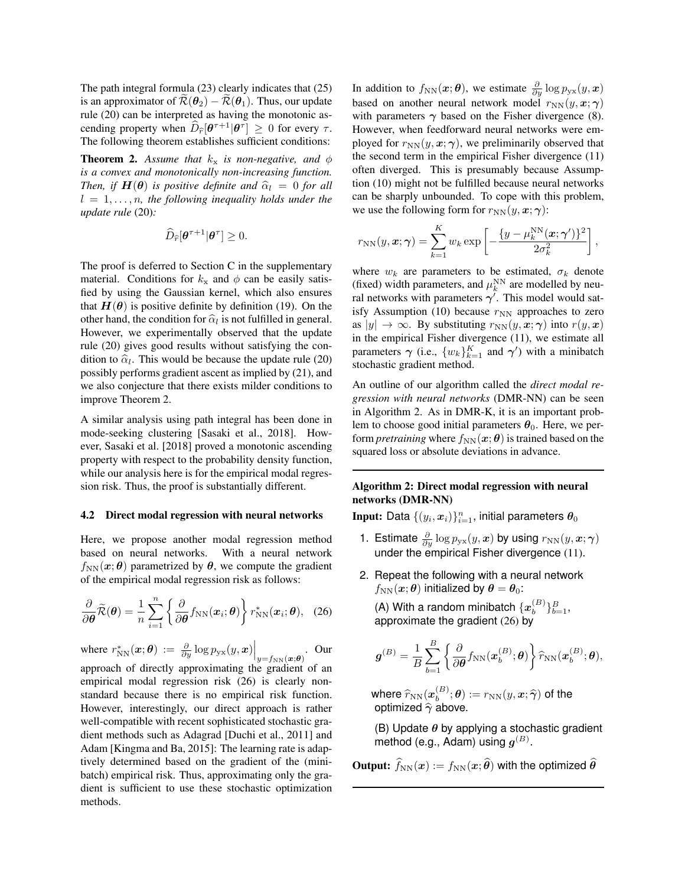The path integral formula (23) clearly indicates that (25) is an approximator of $\widetilde{\mathcal{R}}(\boldsymbol{\theta}_2) - \widetilde{\mathcal{R}}(\boldsymbol{\theta}_1)$. Thus, our update rule (20) can be interpreted as having the monotonic ascending property when $\widehat{D}_{\widehat{r}}[\boldsymbol{\theta}^{\tau+1}|\boldsymbol{\theta}^{\tau}] \geq 0$ for every $\tau$. The following theorem establishes sufficient conditions:

**Theorem 2.** *Assume that $k_{\mathrm{x}}$ is non-negative, and $\phi$ is a convex and monotonically non-increasing function. Then, if $\boldsymbol{H}(\boldsymbol{\theta})$ is positive definite and $\widehat{\alpha}_l = 0$ for all $l = 1, \ldots, n$, the following inequality holds under the update rule* (20)*:*

$$\widehat{D}_{\widehat{r}}[\boldsymbol{\theta}^{\tau+1}|\boldsymbol{\theta}^{\tau}] \geq 0.$$

The proof is deferred to Section C in the supplementary material. Conditions for $k_{\mathrm{x}}$ and $\phi$ can be easily satisfied by using the Gaussian kernel, which also ensures that $\boldsymbol{H}(\boldsymbol{\theta})$ is positive definite by definition (19). On the other hand, the condition for $\widehat{\alpha}_l$ is not fulfilled in general. However, we experimentally observed that the update rule (20) gives good results without satisfying the condition to $\widehat{\alpha}_l$. This would be because the update rule (20) possibly performs gradient ascent as implied by (21), and we also conjecture that there exists milder conditions to improve Theorem 2.

A similar analysis using path integral has been done in mode-seeking clustering [Sasaki et al., 2018]. However, Sasaki et al. [2018] proved a monotonic ascending property with respect to the probability density function, while our analysis here is for the empirical modal regression risk. Thus, the proof is substantially different.

### 4.2 Direct modal regression with neural networks

Here, we propose another modal regression method based on neural networks. With a neural network $f_{\mathrm{NN}}(\boldsymbol{x};\boldsymbol{\theta})$ parametrized by $\boldsymbol{\theta}$, we compute the gradient of the empirical modal regression risk as follows:

$$\frac{\partial}{\partial \boldsymbol{\theta}}\widetilde{\mathcal{R}}(\boldsymbol{\theta}) = \frac{1}{n}\sum_{i=1}^{n}\left\{\frac{\partial}{\partial \boldsymbol{\theta}} f_{\mathrm{NN}}(\boldsymbol{x}_i;\boldsymbol{\theta})\right\} r^{*}_{\mathrm{NN}}(\boldsymbol{x}_i;\boldsymbol{\theta}), \quad (26)$$

where $r^{*}_{\mathrm{NN}}(\boldsymbol{x};\boldsymbol{\theta}) := \frac{\partial}{\partial y}\log p_{\mathrm{yx}}(y,\boldsymbol{x})\Big|_{y=f_{\mathrm{NN}}(\boldsymbol{x};\boldsymbol{\theta})}$. Our approach of directly approximating the gradient of an empirical modal regression risk (26) is clearly non-standard because there is no empirical risk function. However, interestingly, our direct approach is rather well-compatible with recent sophisticated stochastic gradient methods such as Adagrad [Duchi et al., 2011] and Adam [Kingma and Ba, 2015]: The learning rate is adaptively determined based on the gradient of the (minibatch) empirical risk. Thus, approximating only the gradient is sufficient to use these stochastic optimization methods.

In addition to $f_{\mathrm{NN}}(\boldsymbol{x};\boldsymbol{\theta})$, we estimate $\frac{\partial}{\partial y}\log p_{\mathrm{yx}}(y,\boldsymbol{x})$ based on another neural network model $r_{\mathrm{NN}}(y,\boldsymbol{x};\boldsymbol{\gamma})$ with parameters $\boldsymbol{\gamma}$ based on the Fisher divergence (8). However, when feedforward neural networks were employed for $r_{\mathrm{NN}}(y,\boldsymbol{x};\boldsymbol{\gamma})$, we preliminarily observed that the second term in the empirical Fisher divergence (11) often diverged. This is presumably because Assumption (10) might not be fulfilled because neural networks can be sharply unbounded. To cope with this problem, we use the following form for $r_{\mathrm{NN}}(y,\boldsymbol{x};\boldsymbol{\gamma})$:

$$r_{\mathrm{NN}}(y,\boldsymbol{x};\boldsymbol{\gamma}) = \sum_{k=1}^{K} w_k \exp\left[-\frac{\{y - \mu_k^{\mathrm{NN}}(\boldsymbol{x};\boldsymbol{\gamma}')\}^2}{2\sigma_k^2}\right],$$

where $w_k$ are parameters to be estimated, $\sigma_k$ denote (fixed) width parameters, and $\mu_k^{\mathrm{NN}}$ are modelled by neural networks with parameters $\boldsymbol{\gamma}'$. This model would satisfy Assumption (10) because $r_{\mathrm{NN}}$ approaches to zero as $|y| \to \infty$. By substituting $r_{\mathrm{NN}}(y,\boldsymbol{x};\boldsymbol{\gamma})$ into $r(y,\boldsymbol{x})$ in the empirical Fisher divergence (11), we estimate all parameters $\boldsymbol{\gamma}$ (i.e., $\{w_k\}_{k=1}^{K}$ and $\boldsymbol{\gamma}'$) with a minibatch stochastic gradient method.

An outline of our algorithm called the *direct modal regression with neural networks* (DMR-NN) can be seen in Algorithm 2. As in DMR-K, it is an important problem to choose good initial parameters $\boldsymbol{\theta}_0$. Here, we perform *pretraining* where $f_{\mathrm{NN}}(\boldsymbol{x};\boldsymbol{\theta})$ is trained based on the squared loss or absolute deviations in advance.

---

**Algorithm 2: Direct modal regression with neural networks (DMR-NN)**

**Input:** Data $\{(y_i,\boldsymbol{x}_i)\}_{i=1}^{n}$, initial parameters $\boldsymbol{\theta}_0$

1. Estimate $\frac{\partial}{\partial y}\log p_{\mathrm{yx}}(y,\boldsymbol{x})$ by using $r_{\mathrm{NN}}(y,\boldsymbol{x};\boldsymbol{\gamma})$ under the empirical Fisher divergence (11).
2. Repeat the following with a neural network $f_{\mathrm{NN}}(\boldsymbol{x};\boldsymbol{\theta})$ initialized by $\boldsymbol{\theta} = \boldsymbol{\theta}_0$:

   (A) With a random minibatch $\{\boldsymbol{x}_b^{(B)}\}_{b=1}^{B}$, approximate the gradient (26) by

   $$\boldsymbol{g}^{(B)} = \frac{1}{B}\sum_{b=1}^{B}\left\{\frac{\partial}{\partial \boldsymbol{\theta}} f_{\mathrm{NN}}(\boldsymbol{x}_b^{(B)};\boldsymbol{\theta})\right\}\widehat{r}_{\mathrm{NN}}(\boldsymbol{x}_b^{(B)};\boldsymbol{\theta}),$$

   where $\widehat{r}_{\mathrm{NN}}(\boldsymbol{x}_b^{(B)};\boldsymbol{\theta}) := r_{\mathrm{NN}}(y,\boldsymbol{x};\widehat{\boldsymbol{\gamma}})$ of the optimized $\widehat{\boldsymbol{\gamma}}$ above.

   (B) Update $\boldsymbol{\theta}$ by applying a stochastic gradient method (e.g., Adam) using $\boldsymbol{g}^{(B)}$.

**Output:** $\widehat{f}_{\mathrm{NN}}(\boldsymbol{x}) := f_{\mathrm{NN}}(\boldsymbol{x};\widehat{\boldsymbol{\theta}})$ with the optimized $\widehat{\boldsymbol{\theta}}$

---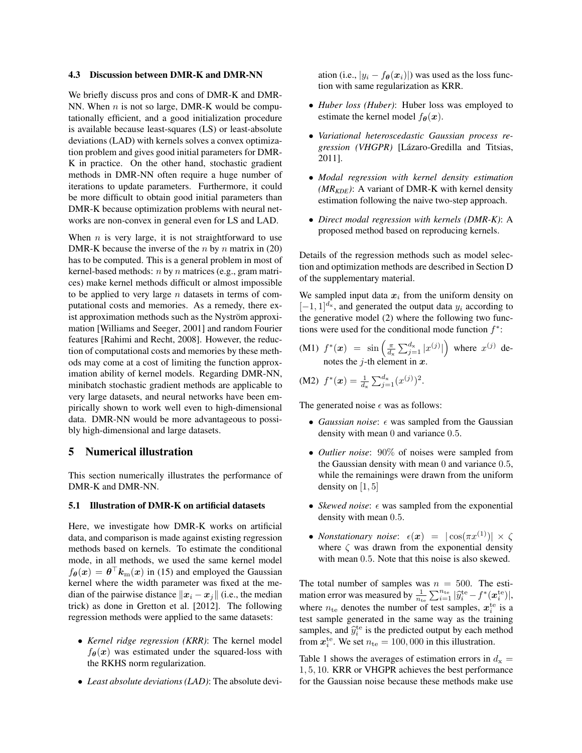### 4.3 Discussion between DMR-K and DMR-NN

We briefly discuss pros and cons of DMR-K and DMR-NN. When $n$ is not so large, DMR-K would be computationally efficient, and a good initialization procedure is available because least-squares (LS) or least-absolute deviations (LAD) with kernels solves a convex optimization problem and gives good initial parameters for DMR-K in practice. On the other hand, stochastic gradient methods in DMR-NN often require a huge number of iterations to update parameters. Furthermore, it could be more difficult to obtain good initial parameters than DMR-K because optimization problems with neural networks are non-convex in general even for LS and LAD.

When $n$ is very large, it is not straightforward to use DMR-K because the inverse of the $n$ by $n$ matrix in (20) has to be computed. This is a general problem in most of kernel-based methods: $n$ by $n$ matrices (e.g., gram matrices) make kernel methods difficult or almost impossible to be applied to very large $n$ datasets in terms of computational costs and memories. As a remedy, there exist approximation methods such as the Nyström approximation [Williams and Seeger, 2001] and random Fourier features [Rahimi and Recht, 2008]. However, the reduction of computational costs and memories by these methods may come at a cost of limiting the function approximation ability of kernel models. Regarding DMR-NN, minibatch stochastic gradient methods are applicable to very large datasets, and neural networks have been empirically shown to work well even to high-dimensional data. DMR-NN would be more advantageous to possibly high-dimensional and large datasets.

## 5 Numerical illustration

This section numerically illustrates the performance of DMR-K and DMR-NN.

### 5.1 Illustration of DMR-K on artificial datasets

Here, we investigate how DMR-K works on artificial data, and comparison is made against existing regression methods based on kernels. To estimate the conditional mode, in all methods, we used the same kernel model $f_{\boldsymbol{\theta}}(\boldsymbol{x}) = \boldsymbol{\theta}^\top \boldsymbol{k}_{\mathrm{m}}(\boldsymbol{x})$ in (15) and employed the Gaussian kernel where the width parameter was fixed at the median of the pairwise distance $\|\boldsymbol{x}_i - \boldsymbol{x}_j\|$ (i.e., the median trick) as done in Gretton et al. [2012]. The following regression methods were applied to the same datasets:

- *Kernel ridge regression (KRR)*: The kernel model $f_{\boldsymbol{\theta}}(\boldsymbol{x})$ was estimated under the squared-loss with the RKHS norm regularization.
- *Least absolute deviations (LAD)*: The absolute deviation (i.e., $|y_i - f_{\boldsymbol{\theta}}(\boldsymbol{x}_i)|$) was used as the loss function with same regularization as KRR.
- *Huber loss (Huber)*: Huber loss was employed to estimate the kernel model $f_{\boldsymbol{\theta}}(\boldsymbol{x})$.
- *Variational heteroscedastic Gaussian process regression (VHGPR)* [Lázaro-Gredilla and Titsias, 2011].
- *Modal regression with kernel density estimation ($MR_{KDE}$)*: A variant of DMR-K with kernel density estimation following the naive two-step approach.
- *Direct modal regression with kernels (DMR-K)*: A proposed method based on reproducing kernels.

Details of the regression methods such as model selection and optimization methods are described in Section D of the supplementary material.

We sampled input data $\boldsymbol{x}_i$ from the uniform density on $[-1, 1]^{d_{\mathrm{x}}}$, and generated the output data $y_i$ according to the generative model (2) where the following two functions were used for the conditional mode function $f^*$:

(M1) $f^*(\boldsymbol{x}) = \sin\left(\frac{\pi}{d_{\mathrm{x}}}\sum_{j=1}^{d_{\mathrm{x}}}|x^{(j)}|\right)$ where $x^{(j)}$ denotes the $j$-th element in $\boldsymbol{x}$.

(M2) $f^*(\boldsymbol{x}) = \frac{1}{d_{\mathrm{x}}}\sum_{j=1}^{d_{\mathrm{x}}}(x^{(j)})^2$.

The generated noise $\epsilon$ was as follows:

- *Gaussian noise*: $\epsilon$ was sampled from the Gaussian density with mean $0$ and variance $0.5$.
- *Outlier noise*: $90\%$ of noises were sampled from the Gaussian density with mean $0$ and variance $0.5$, while the remainings were drawn from the uniform density on $[1, 5]$
- *Skewed noise*: $\epsilon$ was sampled from the exponential density with mean $0.5$.
- *Nonstationary noise*: $\epsilon(\boldsymbol{x}) = |\cos(\pi x^{(1)})| \times \zeta$ where $\zeta$ was drawn from the exponential density with mean $0.5$. Note that this noise is also skewed.

The total number of samples was $n = 500$. The estimation error was measured by $\frac{1}{n_{\mathrm{te}}}\sum_{i=1}^{n_{\mathrm{te}}}|\widehat{y}_i^{\mathrm{te}} - f^*(\boldsymbol{x}_i^{\mathrm{te}})|$, where $n_{\mathrm{te}}$ denotes the number of test samples, $\boldsymbol{x}_i^{\mathrm{te}}$ is a test sample generated in the same way as the training samples, and $\widehat{y}_i^{\mathrm{te}}$ is the predicted output by each method from $\boldsymbol{x}_i^{\mathrm{te}}$. We set $n_{\mathrm{te}} = 100{,}000$ in this illustration.

Table 1 shows the averages of estimation errors in $d_{\mathrm{x}} = 1, 5, 10$. KRR or VHGPR achieves the best performance for the Gaussian noise because these methods make use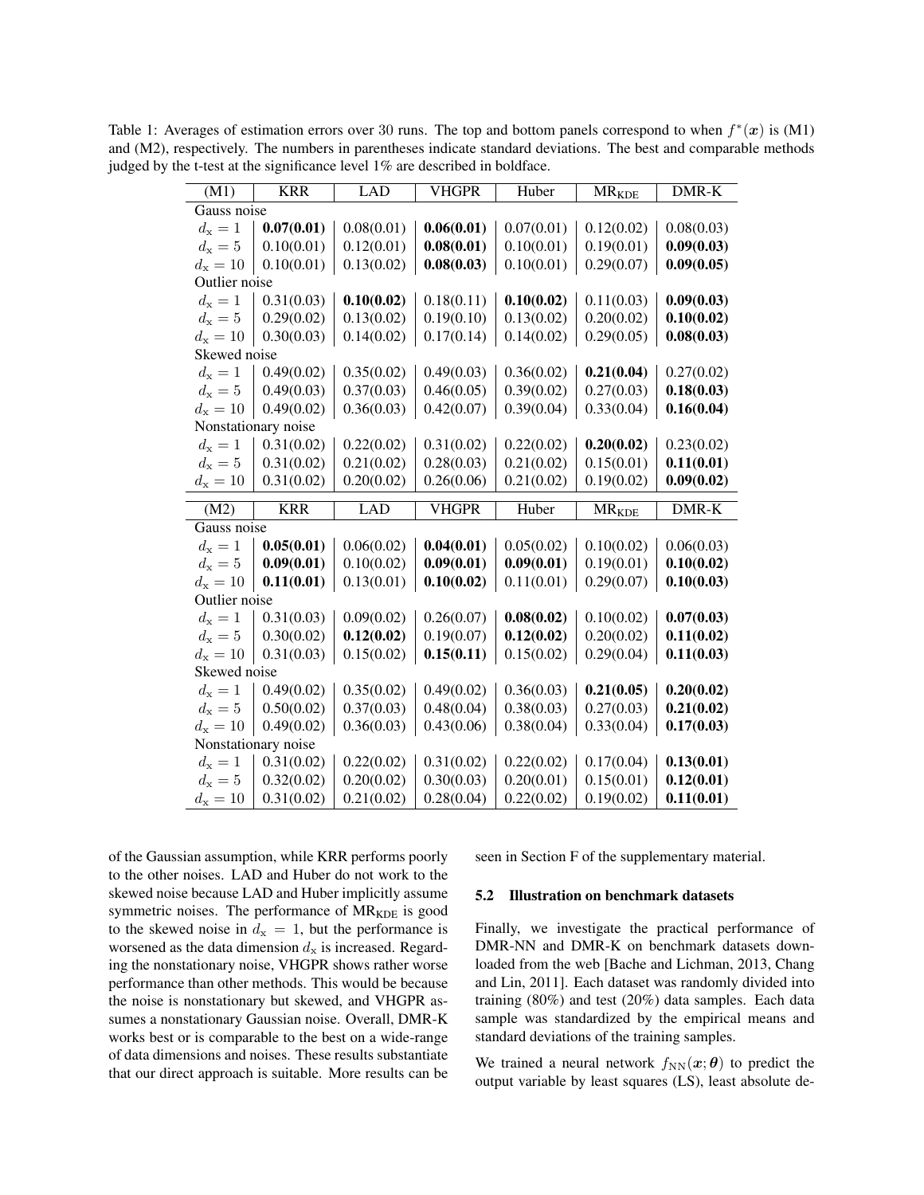Table 1: Averages of estimation errors over 30 runs. The top and bottom panels correspond to when $f^*(\boldsymbol{x})$ is (M1) and (M2), respectively. The numbers in parentheses indicate standard deviations. The best and comparable methods judged by the t-test at the significance level 1% are described in boldface.

| (M1) | KRR | LAD | VHGPR | Huber | $\mathrm{MR}_{\mathrm{KDE}}$ | DMR-K |
|---|---|---|---|---|---|---|
| Gauss noise | | | | | | |
| $d_{\mathrm{x}} = 1$ | **0.07(0.01)** | 0.08(0.01) | **0.06(0.01)** | 0.07(0.01) | 0.12(0.02) | 0.08(0.03) |
| $d_{\mathrm{x}} = 5$ | 0.10(0.01) | 0.12(0.01) | **0.08(0.01)** | 0.10(0.01) | 0.19(0.01) | **0.09(0.03)** |
| $d_{\mathrm{x}} = 10$ | 0.10(0.01) | 0.13(0.02) | **0.08(0.03)** | 0.10(0.01) | 0.29(0.07) | **0.09(0.05)** |
| Outlier noise | | | | | | |
| $d_{\mathrm{x}} = 1$ | 0.31(0.03) | **0.10(0.02)** | 0.18(0.11) | **0.10(0.02)** | 0.11(0.03) | **0.09(0.03)** |
| $d_{\mathrm{x}} = 5$ | 0.29(0.02) | 0.13(0.02) | 0.19(0.10) | 0.13(0.02) | 0.20(0.02) | **0.10(0.02)** |
| $d_{\mathrm{x}} = 10$ | 0.30(0.03) | 0.14(0.02) | 0.17(0.14) | 0.14(0.02) | 0.29(0.05) | **0.08(0.03)** |
| Skewed noise | | | | | | |
| $d_{\mathrm{x}} = 1$ | 0.49(0.02) | 0.35(0.02) | 0.49(0.03) | 0.36(0.02) | **0.21(0.04)** | 0.27(0.02) |
| $d_{\mathrm{x}} = 5$ | 0.49(0.03) | 0.37(0.03) | 0.46(0.05) | 0.39(0.02) | 0.27(0.03) | **0.18(0.03)** |
| $d_{\mathrm{x}} = 10$ | 0.49(0.02) | 0.36(0.03) | 0.42(0.07) | 0.39(0.04) | 0.33(0.04) | **0.16(0.04)** |
| Nonstationary noise | | | | | | |
| $d_{\mathrm{x}} = 1$ | 0.31(0.02) | 0.22(0.02) | 0.31(0.02) | 0.22(0.02) | **0.20(0.02)** | 0.23(0.02) |
| $d_{\mathrm{x}} = 5$ | 0.31(0.02) | 0.21(0.02) | 0.28(0.03) | 0.21(0.02) | 0.15(0.01) | **0.11(0.01)** |
| $d_{\mathrm{x}} = 10$ | 0.31(0.02) | 0.20(0.02) | 0.26(0.06) | 0.21(0.02) | 0.19(0.02) | **0.09(0.02)** |

| (M2) | KRR | LAD | VHGPR | Huber | $\mathrm{MR}_{\mathrm{KDE}}$ | DMR-K |
|---|---|---|---|---|---|---|
| Gauss noise | | | | | | |
| $d_{\mathrm{x}} = 1$ | **0.05(0.01)** | 0.06(0.02) | **0.04(0.01)** | 0.05(0.02) | 0.10(0.02) | 0.06(0.03) |
| $d_{\mathrm{x}} = 5$ | **0.09(0.01)** | 0.10(0.02) | **0.09(0.01)** | **0.09(0.01)** | 0.19(0.01) | **0.10(0.02)** |
| $d_{\mathrm{x}} = 10$ | **0.11(0.01)** | 0.13(0.01) | **0.10(0.02)** | 0.11(0.01) | 0.29(0.07) | **0.10(0.03)** |
| Outlier noise | | | | | | |
| $d_{\mathrm{x}} = 1$ | 0.31(0.03) | 0.09(0.02) | 0.26(0.07) | **0.08(0.02)** | 0.10(0.02) | **0.07(0.03)** |
| $d_{\mathrm{x}} = 5$ | 0.30(0.02) | **0.12(0.02)** | 0.19(0.07) | **0.12(0.02)** | 0.20(0.02) | **0.11(0.02)** |
| $d_{\mathrm{x}} = 10$ | 0.31(0.03) | 0.15(0.02) | **0.15(0.11)** | 0.15(0.02) | 0.29(0.04) | **0.11(0.03)** |
| Skewed noise | | | | | | |
| $d_{\mathrm{x}} = 1$ | 0.49(0.02) | 0.35(0.02) | 0.49(0.02) | 0.36(0.03) | **0.21(0.05)** | **0.20(0.02)** |
| $d_{\mathrm{x}} = 5$ | 0.50(0.02) | 0.37(0.03) | 0.48(0.04) | 0.38(0.03) | 0.27(0.03) | **0.21(0.02)** |
| $d_{\mathrm{x}} = 10$ | 0.49(0.02) | 0.36(0.03) | 0.43(0.06) | 0.38(0.04) | 0.33(0.04) | **0.17(0.03)** |
| Nonstationary noise | | | | | | |
| $d_{\mathrm{x}} = 1$ | 0.31(0.02) | 0.22(0.02) | 0.31(0.02) | 0.22(0.02) | 0.17(0.04) | **0.13(0.01)** |
| $d_{\mathrm{x}} = 5$ | 0.32(0.02) | 0.20(0.02) | 0.30(0.03) | 0.20(0.01) | 0.15(0.01) | **0.12(0.01)** |
| $d_{\mathrm{x}} = 10$ | 0.31(0.02) | 0.21(0.02) | 0.28(0.04) | 0.22(0.02) | 0.19(0.02) | **0.11(0.01)** |

of the Gaussian assumption, while KRR performs poorly to the other noises. LAD and Huber do not work to the skewed noise because LAD and Huber implicitly assume symmetric noises. The performance of $\mathrm{MR}_{\mathrm{KDE}}$ is good to the skewed noise in $d_{\mathrm{x}} = 1$, but the performance is worsened as the data dimension $d_{\mathrm{x}}$ is increased. Regarding the nonstationary noise, VHGPR shows rather worse performance than other methods. This would be because the noise is nonstationary but skewed, and VHGPR assumes a nonstationary Gaussian noise. Overall, DMR-K works best or is comparable to the best on a wide-range of data dimensions and noises. These results substantiate that our direct approach is suitable. More results can be seen in Section F of the supplementary material.

### 5.2 Illustration on benchmark datasets

Finally, we investigate the practical performance of DMR-NN and DMR-K on benchmark datasets downloaded from the web [Bache and Lichman, 2013, Chang and Lin, 2011]. Each dataset was randomly divided into training (80%) and test (20%) data samples. Each data sample was standardized by the empirical means and standard deviations of the training samples.

We trained a neural network $f_{\mathrm{NN}}(\boldsymbol{x}; \boldsymbol{\theta})$ to predict the output variable by least squares (LS), least absolute de-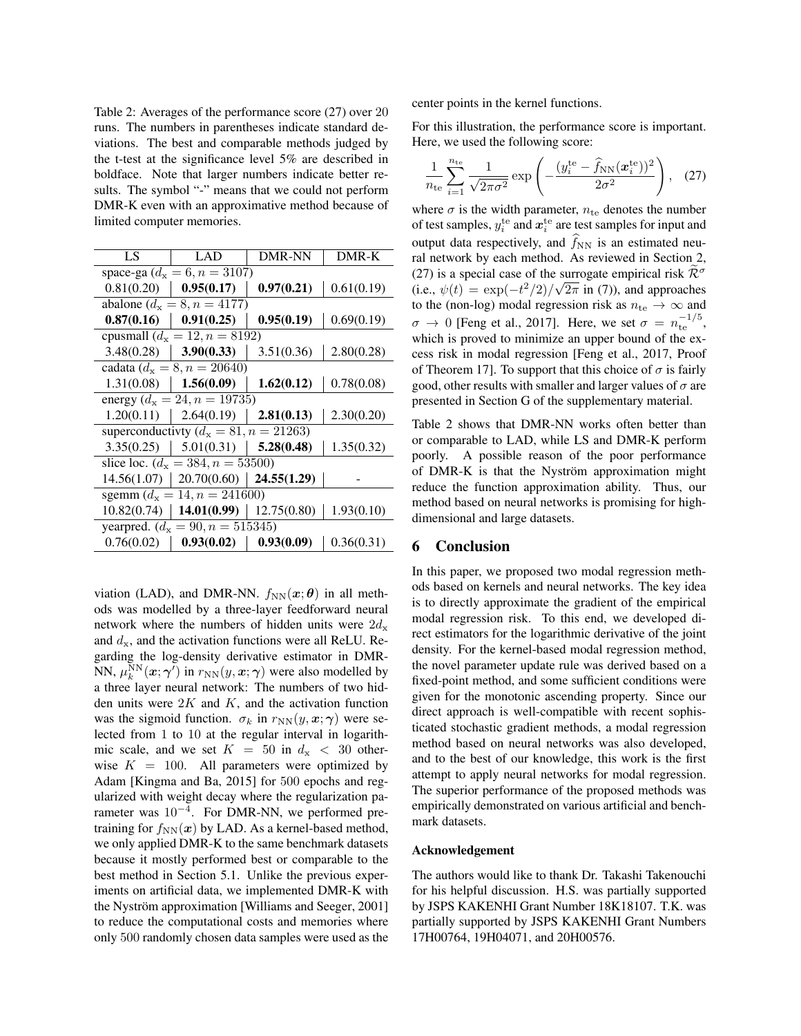Table 2: Averages of the performance score (27) over 20 runs. The numbers in parentheses indicate standard deviations. The best and comparable methods judged by the t-test at the significance level 5% are described in boldface. Note that larger numbers indicate better results. The symbol "-" means that we could not perform DMR-K even with an approximative method because of limited computer memories.

| LS | LAD | DMR-NN | DMR-K |
|---|---|---|---|
| space-ga ($d_x = 6, n = 3107$) | | | |
| 0.81(0.20) | **0.95(0.17)** | **0.97(0.21)** | 0.61(0.19) |
| abalone ($d_x = 8, n = 4177$) | | | |
| **0.87(0.16)** | **0.91(0.25)** | **0.95(0.19)** | 0.69(0.19) |
| cpusmall ($d_x = 12, n = 8192$) | | | |
| 3.48(0.28) | **3.90(0.33)** | 3.51(0.36) | 2.80(0.28) |
| cadata ($d_x = 8, n = 20640$) | | | |
| 1.31(0.08) | **1.56(0.09)** | **1.62(0.12)** | 0.78(0.08) |
| energy ($d_x = 24, n = 19735$) | | | |
| 1.20(0.11) | 2.64(0.19) | **2.81(0.13)** | 2.30(0.20) |
| superconductivty ($d_x = 81, n = 21263$) | | | |
| 3.35(0.25) | 5.01(0.31) | **5.28(0.48)** | 1.35(0.32) |
| slice loc. ($d_x = 384, n = 53500$) | | | |
| 14.56(1.07) | 20.70(0.60) | **24.55(1.29)** | - |
| sgemm ($d_x = 14, n = 241600$) | | | |
| 10.82(0.74) | **14.01(0.99)** | 12.75(0.80) | 1.93(0.10) |
| yearpred. ($d_x = 90, n = 515345$) | | | |
| 0.76(0.02) | **0.93(0.02)** | **0.93(0.09)** | 0.36(0.31) |

viation (LAD), and DMR-NN. $f_{\mathrm{NN}}(\boldsymbol{x};\boldsymbol{\theta})$ in all methods was modelled by a three-layer feedforward neural network where the numbers of hidden units were $2d_x$ and $d_x$, and the activation functions were all ReLU. Regarding the log-density derivative estimator in DMR-NN, $\mu_k^{\mathrm{NN}}(\boldsymbol{x};\boldsymbol{\gamma}')$ in $r_{\mathrm{NN}}(y,\boldsymbol{x};\boldsymbol{\gamma})$ were also modelled by a three layer neural network: The numbers of two hidden units were $2K$ and $K$, and the activation function was the sigmoid function. $\sigma_k$ in $r_{\mathrm{NN}}(y,\boldsymbol{x};\boldsymbol{\gamma})$ were selected from 1 to 10 at the regular interval in logarithmic scale, and we set $K = 50$ in $d_x < 30$ otherwise $K = 100$. All parameters were optimized by Adam [Kingma and Ba, 2015] for 500 epochs and regularized with weight decay where the regularization parameter was $10^{-4}$. For DMR-NN, we performed pretraining for $f_{\mathrm{NN}}(\boldsymbol{x})$ by LAD. As a kernel-based method, we only applied DMR-K to the same benchmark datasets because it mostly performed best or comparable to the best method in Section 5.1. Unlike the previous experiments on artificial data, we implemented DMR-K with the Nyström approximation [Williams and Seeger, 2001] to reduce the computational costs and memories where only 500 randomly chosen data samples were used as the center points in the kernel functions.

For this illustration, the performance score is important. Here, we used the following score:

$$\frac{1}{n_{\mathrm{te}}}\sum_{i=1}^{n_{\mathrm{te}}}\frac{1}{\sqrt{2\pi\sigma^2}}\exp\left(-\frac{(y_i^{\mathrm{te}}-\widehat{f}_{\mathrm{NN}}(\boldsymbol{x}_i^{\mathrm{te}}))^2}{2\sigma^2}\right), \quad (27)$$

where $\sigma$ is the width parameter, $n_{\mathrm{te}}$ denotes the number of test samples, $y_i^{\mathrm{te}}$ and $\boldsymbol{x}_i^{\mathrm{te}}$ are test samples for input and output data respectively, and $\widehat{f}_{\mathrm{NN}}$ is an estimated neural network by each method. As reviewed in Section 2, (27) is a special case of the surrogate empirical risk $\widetilde{\mathcal{R}}^{\sigma}$ (i.e., $\psi(t) = \exp(-t^2/2)/\sqrt{2\pi}$ in (7)), and approaches to the (non-log) modal regression risk as $n_{\mathrm{te}} \to \infty$ and $\sigma \to 0$ [Feng et al., 2017]. Here, we set $\sigma = n_{\mathrm{te}}^{-1/5}$, which is proved to minimize an upper bound of the excess risk in modal regression [Feng et al., 2017, Proof of Theorem 17]. To support that this choice of $\sigma$ is fairly good, other results with smaller and larger values of $\sigma$ are presented in Section G of the supplementary material.

Table 2 shows that DMR-NN works often better than or comparable to LAD, while LS and DMR-K perform poorly. A possible reason of the poor performance of DMR-K is that the Nyström approximation might reduce the function approximation ability. Thus, our method based on neural networks is promising for high-dimensional and large datasets.

## 6 Conclusion

In this paper, we proposed two modal regression methods based on kernels and neural networks. The key idea is to directly approximate the gradient of the empirical modal regression risk. To this end, we developed direct estimators for the logarithmic derivative of the joint density. For the kernel-based modal regression method, the novel parameter update rule was derived based on a fixed-point method, and some sufficient conditions were given for the monotonic ascending property. Since our direct approach is well-compatible with recent sophisticated stochastic gradient methods, a modal regression method based on neural networks was also developed, and to the best of our knowledge, this work is the first attempt to apply neural networks for modal regression. The superior performance of the proposed methods was empirically demonstrated on various artificial and benchmark datasets.

### Acknowledgement

The authors would like to thank Dr. Takashi Takenouchi for his helpful discussion. H.S. was partially supported by JSPS KAKENHI Grant Number 18K18107. T.K. was partially supported by JSPS KAKENHI Grant Numbers 17H00764, 19H04071, and 20H00576.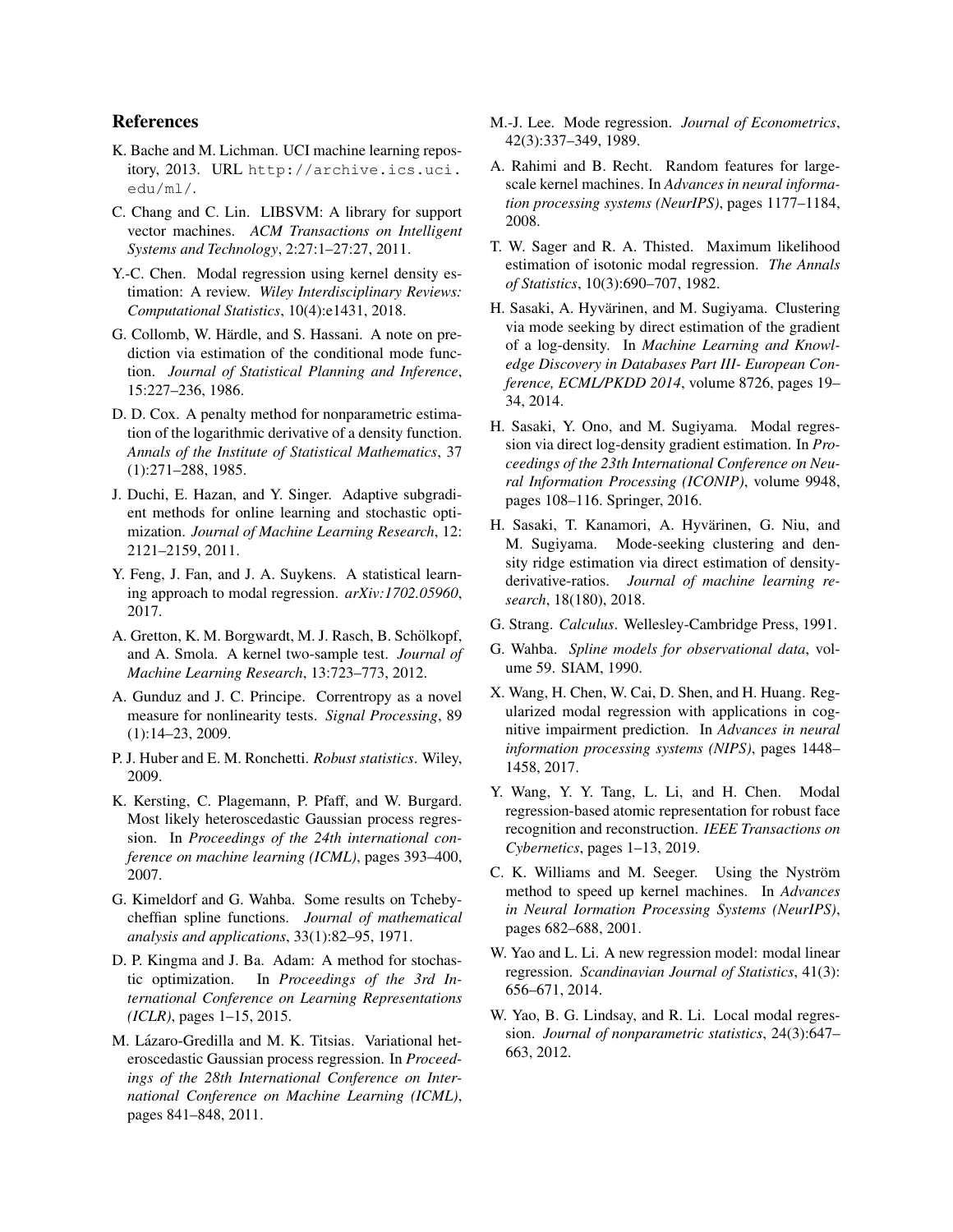## References

K. Bache and M. Lichman. UCI machine learning repository, 2013. URL http://archive.ics.uci.edu/ml/.

C. Chang and C. Lin. LIBSVM: A library for support vector machines. *ACM Transactions on Intelligent Systems and Technology*, 2:27:1–27:27, 2011.

Y.-C. Chen. Modal regression using kernel density estimation: A review. *Wiley Interdisciplinary Reviews: Computational Statistics*, 10(4):e1431, 2018.

G. Collomb, W. Härdle, and S. Hassani. A note on prediction via estimation of the conditional mode function. *Journal of Statistical Planning and Inference*, 15:227–236, 1986.

D. D. Cox. A penalty method for nonparametric estimation of the logarithmic derivative of a density function. *Annals of the Institute of Statistical Mathematics*, 37 (1):271–288, 1985.

J. Duchi, E. Hazan, and Y. Singer. Adaptive subgradient methods for online learning and stochastic optimization. *Journal of Machine Learning Research*, 12: 2121–2159, 2011.

Y. Feng, J. Fan, and J. A. Suykens. A statistical learning approach to modal regression. *arXiv:1702.05960*, 2017.

A. Gretton, K. M. Borgwardt, M. J. Rasch, B. Schölkopf, and A. Smola. A kernel two-sample test. *Journal of Machine Learning Research*, 13:723–773, 2012.

A. Gunduz and J. C. Principe. Correntropy as a novel measure for nonlinearity tests. *Signal Processing*, 89 (1):14–23, 2009.

P. J. Huber and E. M. Ronchetti. *Robust statistics*. Wiley, 2009.

K. Kersting, C. Plagemann, P. Pfaff, and W. Burgard. Most likely heteroscedastic Gaussian process regression. In *Proceedings of the 24th international conference on machine learning (ICML)*, pages 393–400, 2007.

G. Kimeldorf and G. Wahba. Some results on Tchebycheffian spline functions. *Journal of mathematical analysis and applications*, 33(1):82–95, 1971.

D. P. Kingma and J. Ba. Adam: A method for stochastic optimization. In *Proceedings of the 3rd International Conference on Learning Representations (ICLR)*, pages 1–15, 2015.

M. Lázaro-Gredilla and M. K. Titsias. Variational heteroscedastic Gaussian process regression. In *Proceedings of the 28th International Conference on International Conference on Machine Learning (ICML)*, pages 841–848, 2011.

M.-J. Lee. Mode regression. *Journal of Econometrics*, 42(3):337–349, 1989.

A. Rahimi and B. Recht. Random features for large-scale kernel machines. In *Advances in neural information processing systems (NeurIPS)*, pages 1177–1184, 2008.

T. W. Sager and R. A. Thisted. Maximum likelihood estimation of isotonic modal regression. *The Annals of Statistics*, 10(3):690–707, 1982.

H. Sasaki, A. Hyvärinen, and M. Sugiyama. Clustering via mode seeking by direct estimation of the gradient of a log-density. In *Machine Learning and Knowledge Discovery in Databases Part III- European Conference, ECML/PKDD 2014*, volume 8726, pages 19–34, 2014.

H. Sasaki, Y. Ono, and M. Sugiyama. Modal regression via direct log-density gradient estimation. In *Proceedings of the 23th International Conference on Neural Information Processing (ICONIP)*, volume 9948, pages 108–116. Springer, 2016.

H. Sasaki, T. Kanamori, A. Hyvärinen, G. Niu, and M. Sugiyama. Mode-seeking clustering and density ridge estimation via direct estimation of density-derivative-ratios. *Journal of machine learning research*, 18(180), 2018.

G. Strang. *Calculus*. Wellesley-Cambridge Press, 1991.

G. Wahba. *Spline models for observational data*, volume 59. SIAM, 1990.

X. Wang, H. Chen, W. Cai, D. Shen, and H. Huang. Regularized modal regression with applications in cognitive impairment prediction. In *Advances in neural information processing systems (NIPS)*, pages 1448–1458, 2017.

Y. Wang, Y. Y. Tang, L. Li, and H. Chen. Modal regression-based atomic representation for robust face recognition and reconstruction. *IEEE Transactions on Cybernetics*, pages 1–13, 2019.

C. K. Williams and M. Seeger. Using the Nyström method to speed up kernel machines. In *Advances in Neural Iormation Processing Systems (NeurIPS)*, pages 682–688, 2001.

W. Yao and L. Li. A new regression model: modal linear regression. *Scandinavian Journal of Statistics*, 41(3): 656–671, 2014.

W. Yao, B. G. Lindsay, and R. Li. Local modal regression. *Journal of nonparametric statistics*, 24(3):647–663, 2012.